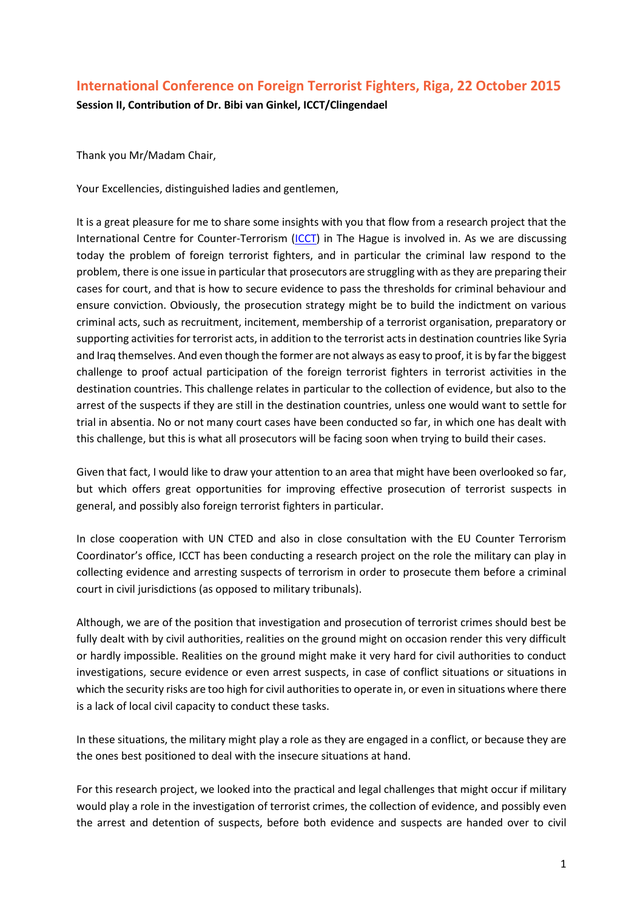# International Conference on Foreign Terrorist Fighters, Riga, 22 October 2015

**Session II, Contribution of Dr. Bibi van Ginkel, ICCT/Clingendael**

Thank you Mr/Madam Chair,

Your Excellencies, distinguished ladies and gentlemen,

It is a great pleasure for me to share some insights with you that flow from a research project that the International Centre for Counter-Terrorism (ICCT) in The Hague is involved in. As we are discussing today the problem of foreign terrorist fighters, and in particular the criminal law respond to the problem, there is one issue in particular that prosecutors are struggling with as they are preparing their cases for court, and that is how to secure evidence to pass the thresholds for criminal behaviour and ensure conviction. Obviously, the prosecution strategy might be to build the indictment on various criminal acts, such as recruitment, incitement, membership of a terrorist organisation, preparatory or supporting activities for terrorist acts, in addition to the terrorist acts in destination countries like Syria and Iraq themselves. And even though the former are not always as easy to proof, it is by far the biggest challenge to proof actual participation of the foreign terrorist fighters in terrorist activities in the destination countries. This challenge relates in particular to the collection of evidence, but also to the arrest of the suspects if they are still in the destination countries, unless one would want to settle for trial in absentia. No or not many court cases have been conducted so far, in which one has dealt with this challenge, but this is what all prosecutors will be facing soon when trying to build their cases.

Given that fact, I would like to draw your attention to an area that might have been overlooked so far, but which offers great opportunities for improving effective prosecution of terrorist suspects in general, and possibly also foreign terrorist fighters in particular.

In close cooperation with UN CTED and also in close consultation with the EU Counter Terrorism Coordinator's office, ICCT has been conducting a research project on the role the military can play in collecting evidence and arresting suspects of terrorism in order to prosecute them before a criminal court in civil jurisdictions (as opposed to military tribunals).

Although, we are of the position that investigation and prosecution of terrorist crimes should best be fully dealt with by civil authorities, realities on the ground might on occasion render this very difficult or hardly impossible. Realities on the ground might make it very hard for civil authorities to conduct investigations, secure evidence or even arrest suspects, in case of conflict situations or situations in which the security risks are too high for civil authorities to operate in, or even in situations where there is a lack of local civil capacity to conduct these tasks.

In these situations, the military might play a role as they are engaged in a conflict, or because they are the ones best positioned to deal with the insecure situations at hand.

For this research project, we looked into the practical and legal challenges that might occur if military would play a role in the investigation of terrorist crimes, the collection of evidence, and possibly even the arrest and detention of suspects, before both evidence and suspects are handed over to civil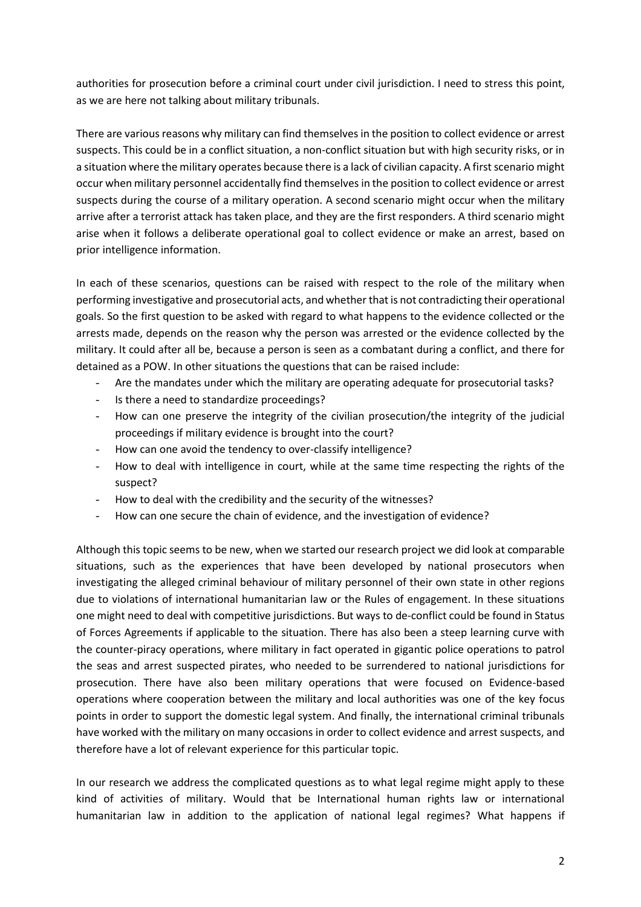authorities for prosecution before a criminal court under civil jurisdiction. I need to stress this point, as we are here not talking about military tribunals.

There are various reasons why military can find themselves in the position to collect evidence or arrest suspects. This could be in a conflict situation, a non-conflict situation but with high security risks, or in a situation where the military operates because there is a lack of civilian capacity. A first scenario might occur when military personnel accidentally find themselves in the position to collect evidence or arrest suspects during the course of a military operation. A second scenario might occur when the military arrive after a terrorist attack has taken place, and they are the first responders. A third scenario might arise when it follows a deliberate operational goal to collect evidence or make an arrest, based on prior intelligence information.

In each of these scenarios, questions can be raised with respect to the role of the military when performing investigative and prosecutorial acts, and whether that is not contradicting their operational goals. So the first question to be asked with regard to what happens to the evidence collected or the arrests made, depends on the reason why the person was arrested or the evidence collected by the military. It could after all be, because a person is seen as a combatant during a conflict, and there for detained as a POW. In other situations the questions that can be raised include:

- Are the mandates under which the military are operating adequate for prosecutorial tasks?
- Is there a need to standardize proceedings?
- How can one preserve the integrity of the civilian prosecution/the integrity of the judicial proceedings if military evidence is brought into the court?
- How can one avoid the tendency to over-classify intelligence?
- How to deal with intelligence in court, while at the same time respecting the rights of the suspect?
- How to deal with the credibility and the security of the witnesses?
- How can one secure the chain of evidence, and the investigation of evidence?

Although this topic seems to be new, when we started our research project we did look at comparable situations, such as the experiences that have been developed by national prosecutors when investigating the alleged criminal behaviour of military personnel of their own state in other regions due to violations of international humanitarian law or the Rules of engagement. In these situations one might need to deal with competitive jurisdictions. But ways to de-conflict could be found in Status of Forces Agreements if applicable to the situation. There has also been a steep learning curve with the counter-piracy operations, where military in fact operated in gigantic police operations to patrol the seas and arrest suspected pirates, who needed to be surrendered to national jurisdictions for prosecution. There have also been military operations that were focused on Evidence-based operations where cooperation between the military and local authorities was one of the key focus points in order to support the domestic legal system. And finally, the international criminal tribunals have worked with the military on many occasions in order to collect evidence and arrest suspects, and therefore have a lot of relevant experience for this particular topic.

In our research we address the complicated questions as to what legal regime might apply to these kind of activities of military. Would that be International human rights law or international humanitarian law in addition to the application of national legal regimes? What happens if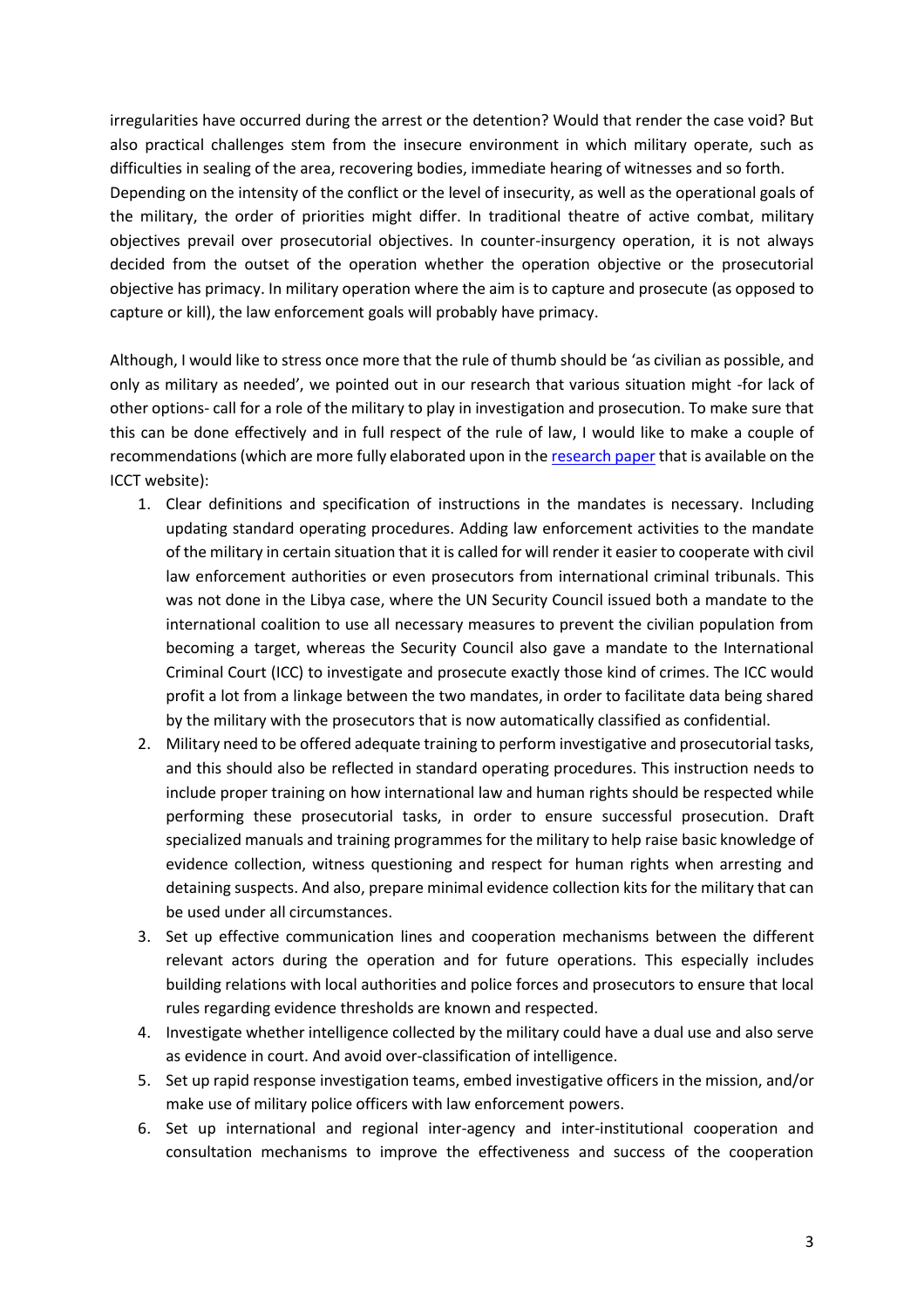irregularities have occurred during the arrest or the detention? Would that render the case void? But also practical challenges stem from the insecure environment in which military operate, such as difficulties in sealing of the area, recovering bodies, immediate hearing of witnesses and so forth. Depending on the intensity of the conflict or the level of insecurity, as well as the operational goals of the military, the order of priorities might differ. In traditional theatre of active combat, military objectives prevail over prosecutorial objectives. In counter-insurgency operation, it is not always decided from the outset of the operation whether the operation objective or the prosecutorial objective has primacy. In military operation where the aim is to capture and prosecute (as opposed to capture or kill), the law enforcement goals will probably have primacy.

Although, I would like to stress once more that the rule of thumb should be 'as civilian as possible, and only as military as needed', we pointed out in our research that various situation might -for lack of other options- call for a role of the military to play in investigation and prosecution. To make sure that this can be done effectively and in full respect of the rule of law, I would like to make a couple of recommendations (which are more fully elaborated upon in the research paper that is available on the ICCT website):

1. Clear definitions and specification of instructions in the mandates is necessary. Including updating standard operating procedures. Adding law enforcement activities to the mandate of the military in certain situation that it is called for will render it easier to cooperate with civil law enforcement authorities or even prosecutors from international criminal tribunals. This was not done in the Libya case, where the UN Security Council issued both a mandate to the international coalition to use all necessary measures to prevent the civilian population from becoming a target, whereas the Security Council also gave a mandate to the International Criminal Court (ICC) to investigate and prosecute exactly those kind of crimes. The ICC would profit a lot from a linkage between the two mandates, in order to facilitate data being shared by the military with the prosecutors that is now automatically classified as confidential.
2. Military need to be offered adequate training to perform investigative and prosecutorial tasks, and this should also be reflected in standard operating procedures. This instruction needs to include proper training on how international law and human rights should be respected while performing these prosecutorial tasks, in order to ensure successful prosecution. Draft specialized manuals and training programmes for the military to help raise basic knowledge of evidence collection, witness questioning and respect for human rights when arresting and detaining suspects. And also, prepare minimal evidence collection kits for the military that can be used under all circumstances.
3. Set up effective communication lines and cooperation mechanisms between the different relevant actors during the operation and for future operations. This especially includes building relations with local authorities and police forces and prosecutors to ensure that local rules regarding evidence thresholds are known and respected.
4. Investigate whether intelligence collected by the military could have a dual use and also serve as evidence in court. And avoid over-classification of intelligence.
5. Set up rapid response investigation teams, embed investigative officers in the mission, and/or make use of military police officers with law enforcement powers.
6. Set up international and regional inter-agency and inter-institutional cooperation and consultation mechanisms to improve the effectiveness and success of the cooperation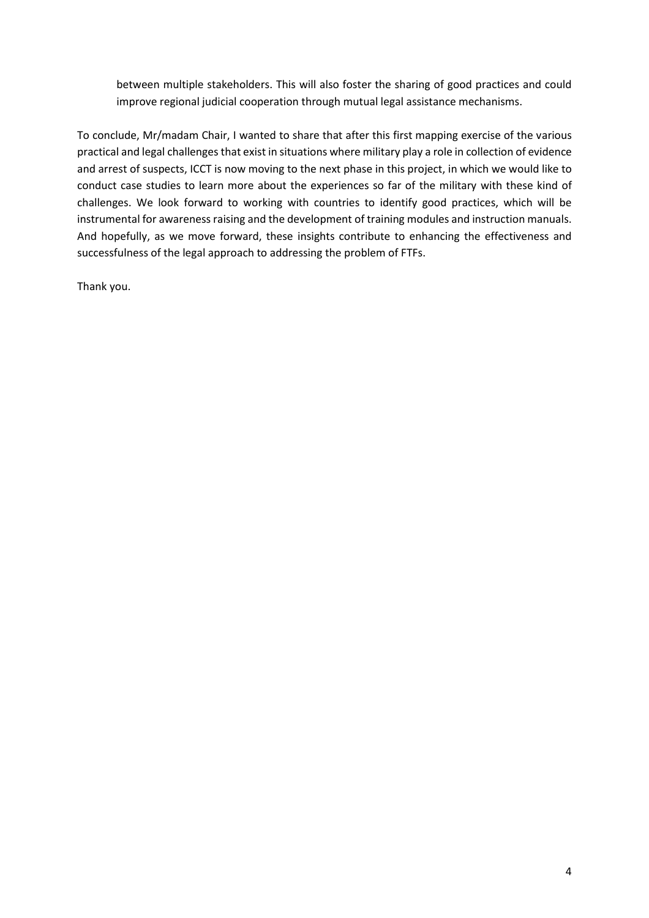between multiple stakeholders. This will also foster the sharing of good practices and could improve regional judicial cooperation through mutual legal assistance mechanisms.

To conclude, Mr/madam Chair, I wanted to share that after this first mapping exercise of the various practical and legal challenges that exist in situations where military play a role in collection of evidence and arrest of suspects, ICCT is now moving to the next phase in this project, in which we would like to conduct case studies to learn more about the experiences so far of the military with these kind of challenges. We look forward to working with countries to identify good practices, which will be instrumental for awareness raising and the development of training modules and instruction manuals. And hopefully, as we move forward, these insights contribute to enhancing the effectiveness and successfulness of the legal approach to addressing the problem of FTFs.

Thank you.